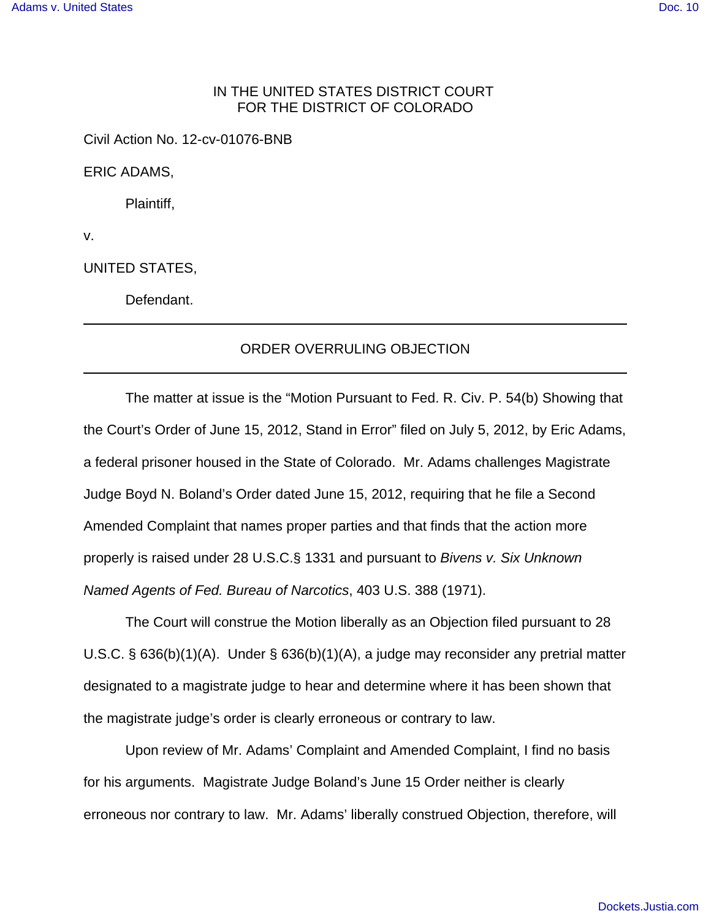IN THE UNITED STATES DISTRICT COURT
FOR THE DISTRICT OF COLORADO

Civil Action No. 12-cv-01076-BNB

ERIC ADAMS,

Plaintiff,

v.

UNITED STATES,

Defendant.

---

ORDER OVERRULING OBJECTION

---

The matter at issue is the "Motion Pursuant to Fed. R. Civ. P. 54(b) Showing that the Court's Order of June 15, 2012, Stand in Error" filed on July 5, 2012, by Eric Adams, a federal prisoner housed in the State of Colorado. Mr. Adams challenges Magistrate Judge Boyd N. Boland's Order dated June 15, 2012, requiring that he file a Second Amended Complaint that names proper parties and that finds that the action more properly is raised under 28 U.S.C.§ 1331 and pursuant to *Bivens v. Six Unknown Named Agents of Fed. Bureau of Narcotics*, 403 U.S. 388 (1971).

The Court will construe the Motion liberally as an Objection filed pursuant to 28 U.S.C. § 636(b)(1)(A). Under § 636(b)(1)(A), a judge may reconsider any pretrial matter designated to a magistrate judge to hear and determine where it has been shown that the magistrate judge's order is clearly erroneous or contrary to law.

Upon review of Mr. Adams' Complaint and Amended Complaint, I find no basis for his arguments. Magistrate Judge Boland's June 15 Order neither is clearly erroneous nor contrary to law. Mr. Adams' liberally construed Objection, therefore, will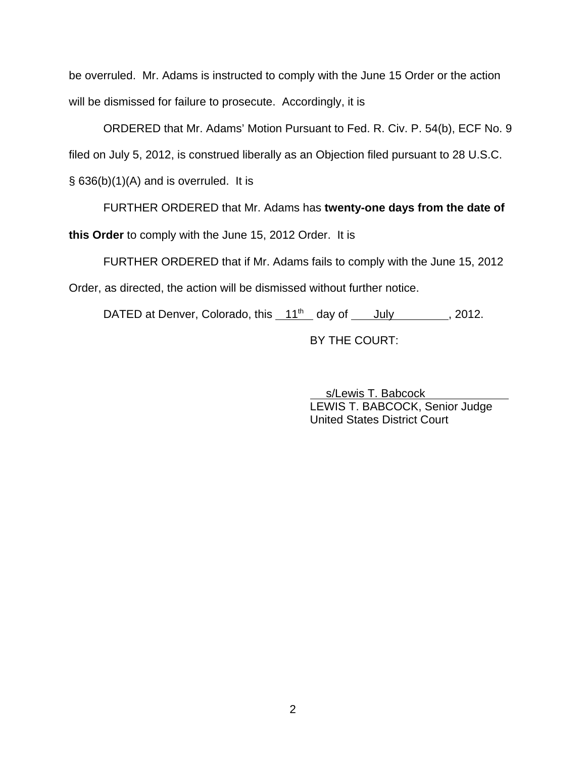be overruled. Mr. Adams is instructed to comply with the June 15 Order or the action will be dismissed for failure to prosecute. Accordingly, it is

ORDERED that Mr. Adams' Motion Pursuant to Fed. R. Civ. P. 54(b), ECF No. 9 filed on July 5, 2012, is construed liberally as an Objection filed pursuant to 28 U.S.C. § 636(b)(1)(A) and is overruled. It is

FURTHER ORDERED that Mr. Adams has **twenty-one days from the date of this Order** to comply with the June 15, 2012 Order. It is

FURTHER ORDERED that if Mr. Adams fails to comply with the June 15, 2012 Order, as directed, the action will be dismissed without further notice.

DATED at Denver, Colorado, this 11th day of July, 2012.

BY THE COURT:

s/Lewis T. Babcock
LEWIS T. BABCOCK, Senior Judge
United States District Court